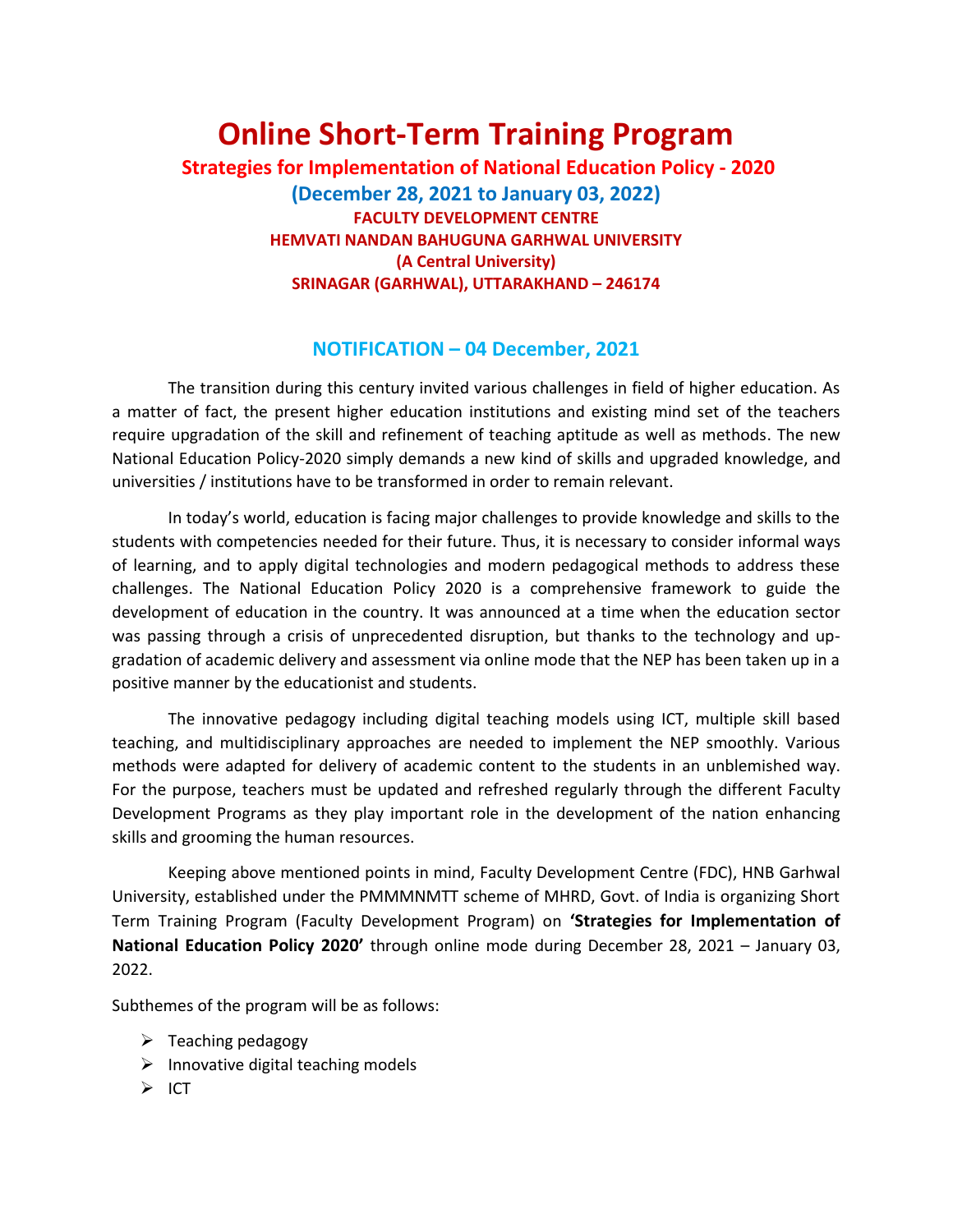# Online Short-Term Training Program

## Strategies for Implementation of National Education Policy - 2020

### (December 28, 2021 to January 03, 2022)

**FACULTY DEVELOPMENT CENTRE**
**HEMVATI NANDAN BAHUGUNA GARHWAL UNIVERSITY**
**(A Central University)**
**SRINAGAR (GARHWAL), UTTARAKHAND – 246174**

### NOTIFICATION – 04 December, 2021

The transition during this century invited various challenges in field of higher education. As a matter of fact, the present higher education institutions and existing mind set of the teachers require upgradation of the skill and refinement of teaching aptitude as well as methods. The new National Education Policy-2020 simply demands a new kind of skills and upgraded knowledge, and universities / institutions have to be transformed in order to remain relevant.

In today's world, education is facing major challenges to provide knowledge and skills to the students with competencies needed for their future. Thus, it is necessary to consider informal ways of learning, and to apply digital technologies and modern pedagogical methods to address these challenges. The National Education Policy 2020 is a comprehensive framework to guide the development of education in the country. It was announced at a time when the education sector was passing through a crisis of unprecedented disruption, but thanks to the technology and up-gradation of academic delivery and assessment via online mode that the NEP has been taken up in a positive manner by the educationist and students.

The innovative pedagogy including digital teaching models using ICT, multiple skill based teaching, and multidisciplinary approaches are needed to implement the NEP smoothly. Various methods were adapted for delivery of academic content to the students in an unblemished way. For the purpose, teachers must be updated and refreshed regularly through the different Faculty Development Programs as they play important role in the development of the nation enhancing skills and grooming the human resources.

Keeping above mentioned points in mind, Faculty Development Centre (FDC), HNB Garhwal University, established under the PMMMNMTT scheme of MHRD, Govt. of India is organizing Short Term Training Program (Faculty Development Program) on **'Strategies for Implementation of National Education Policy 2020'** through online mode during December 28, 2021 – January 03, 2022.

Subthemes of the program will be as follows:

- Teaching pedagogy
- Innovative digital teaching models
- ICT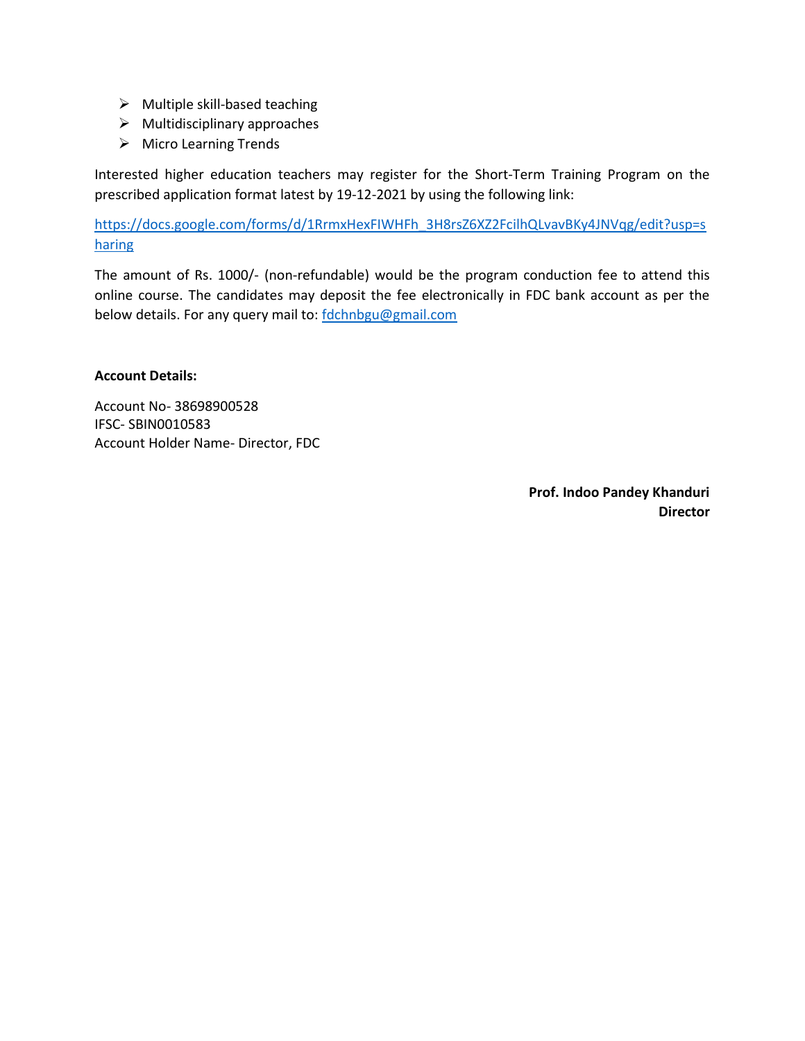- Multiple skill-based teaching
- Multidisciplinary approaches
- Micro Learning Trends

Interested higher education teachers may register for the Short-Term Training Program on the prescribed application format latest by 19-12-2021 by using the following link:

https://docs.google.com/forms/d/1RrmxHexFIWHFh_3H8rsZ6XZ2FcilhQLvavBKy4JNVqg/edit?usp=sharing

The amount of Rs. 1000/- (non-refundable) would be the program conduction fee to attend this online course. The candidates may deposit the fee electronically in FDC bank account as per the below details. For any query mail to: fdchnbgu@gmail.com

**Account Details:**

Account No- 38698900528
IFSC- SBIN0010583
Account Holder Name- Director, FDC

**Prof. Indoo Pandey Khanduri**
**Director**